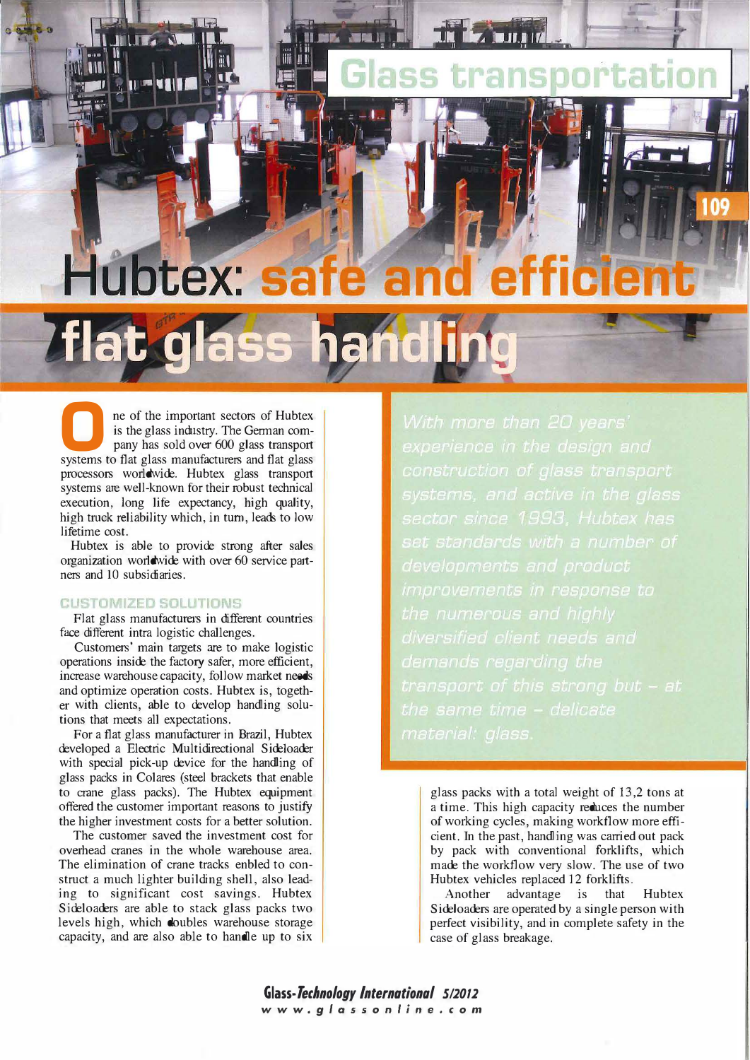# Hubtex: safe and efficient flat glass handling

*With more than 20 years' experience in the design and construction of glass transport systems, and active in the glass sector since 1993, Hubtex has set standards with a number of developments and product improvements in response to the numerous and highly diversified client needs and demands regarding the transport of this strong but – at the same time – delicate material: glass.*

One of the important sectors of Hubtex is the glass industry. The German company has sold over 600 glass transport systems to flat glass manufacturers and flat glass processors worldwide. Hubtex glass transport systems are well-known for their robust technical execution, long life expectancy, high quality, high truck reliability which, in turn, leads to low lifetime cost.

Hubtex is able to provide strong after sales organization worldwide with over 60 service partners and 10 subsidiaries.

## CUSTOMIZED SOLUTIONS

Flat glass manufacturers in different countries face different intra logistic challenges.

Customers' main targets are to make logistic operations inside the factory safer, more efficient, increase warehouse capacity, follow market needs and optimize operation costs. Hubtex is, together with clients, able to develop handling solutions that meets all expectations.

For a flat glass manufacturer in Brazil, Hubtex developed a Electric Multidirectional Sideloader with special pick-up device for the handling of glass packs in Colares (steel brackets that enable to crane glass packs). The Hubtex equipment offered the customer important reasons to justify the higher investment costs for a better solution.

The customer saved the investment cost for overhead cranes in the whole warehouse area. The elimination of crane tracks enbled to construct a much lighter building shell, also leading to significant cost savings. Hubtex Sideloaders are able to stack glass packs two levels high, which doubles warehouse storage capacity, and are also able to handle up to six glass packs with a total weight of 13,2 tons at a time. This high capacity reduces the number of working cycles, making workflow more efficient. In the past, handling was carried out pack by pack with conventional forklifts, which made the workflow very slow. The use of two Hubtex vehicles replaced 12 forklifts.

Another advantage is that Hubtex Sideloaders are operated by a single person with perfect visibility, and in complete safety in the case of glass breakage.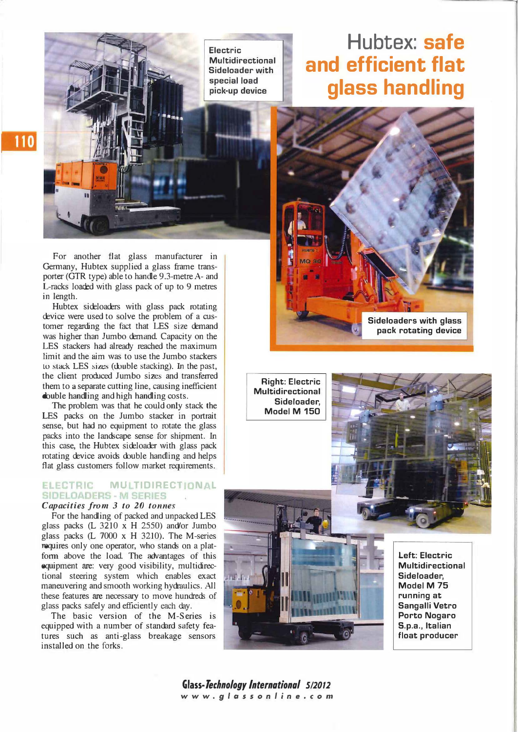# Hubtex: safe and efficient flat glass handling

Electric Multidirectional Sideloader with special load pick-up device

Sideloaders with glass pack rotating device

For another flat glass manufacturer in Germany, Hubtex supplied a glass frame transporter (GTR type) able to handle 9.3-metre A- and L-racks loaded with glass pack of up to 9 metres in length.

Hubtex sideloaders with glass pack rotating device were used to solve the problem of a customer regarding the fact that LES size demand was higher than Jumbo demand. Capacity on the LES stackers had already reached the maximum limit and the aim was to use the Jumbo stackers to stack LES sizes (double stacking). In the past, the client produced Jumbo sizes and transferred them to a separate cutting line, causing inefficient double handling and high handling costs.

The problem was that he could only stack the LES packs on the Jumbo stacker in portrait sense, but had no equipment to rotate the glass packs into the landscape sense for shipment. In this case, the Hubtex sideloader with glass pack rotating device avoids double handling and helps flat glass customers follow market requirements.

## ELECTRIC MULTIDIRECTIONAL SIDELOADERS - M SERIES

***Capacities from 3 to 20 tonnes***

For the handling of packed and unpacked LES glass packs (L 3210 x H 2550) and/or Jumbo glass packs (L 7000 x H 3210). The M-series requires only one operator, who stands on a platform above the load. The advantages of this equipment are: very good visibility, multidirectional steering system which enables exact maneuvering and smooth working hydraulics. All these features are necessary to move hundreds of glass packs safely and efficiently each day.

The basic version of the M-Series is equipped with a number of standard safety features such as anti-glass breakage sensors installed on the forks.

Right: Electric Multidirectional Sideloader, Model M 150

Left: Electric Multidirectional Sideloader, Model M 75 running at Sangalli Vetro Porto Nogaro S.p.a., Italian float producer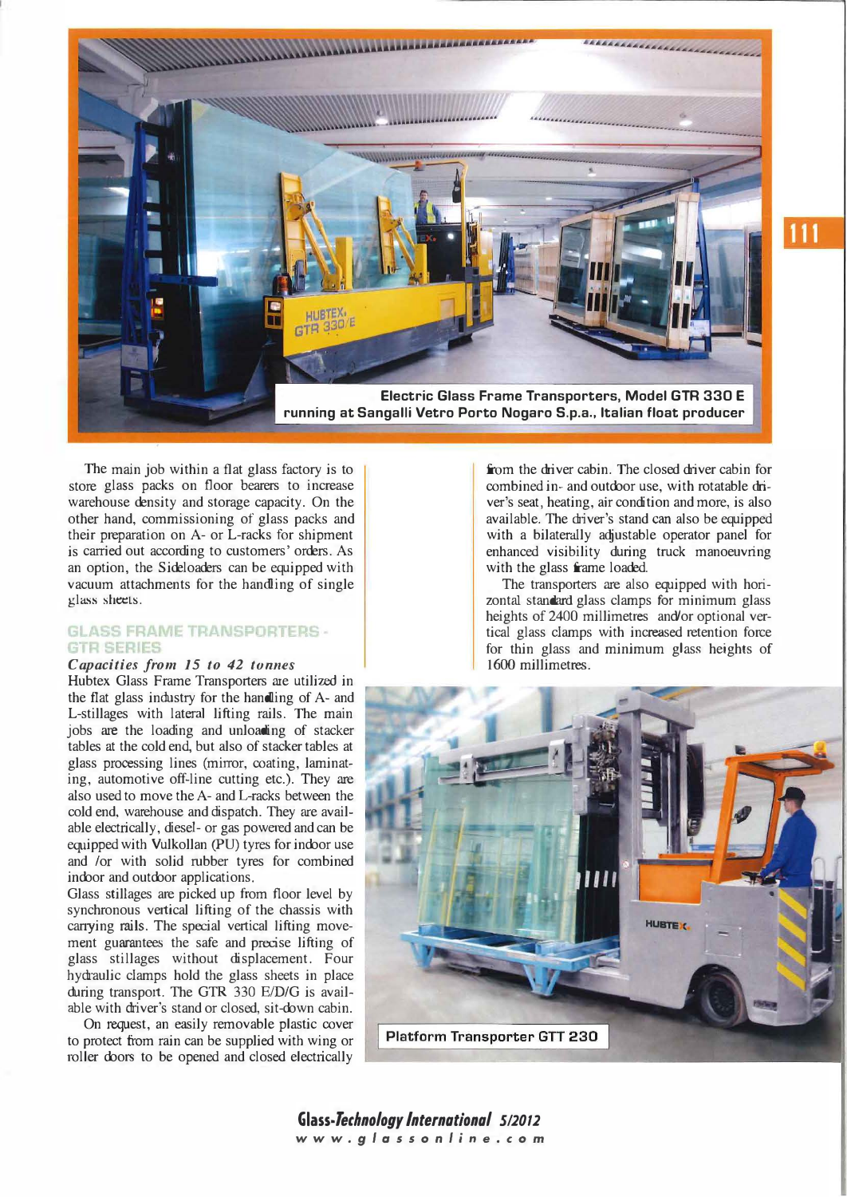Electric Glass Frame Transporters, Model GTR 330 E running at Sangalli Vetro Porto Nogaro S.p.a., Italian float producer

The main job within a flat glass factory is to store glass packs on floor bearers to increase warehouse density and storage capacity. On the other hand, commissioning of glass packs and their preparation on A- or L-racks for shipment is carried out according to customers' orders. As an option, the Sideloaders can be equipped with vacuum attachments for the handling of single glass sheets.

## GLASS FRAME TRANSPORTERS - GTR SERIES

### *Capacities from 15 to 42 tonnes*

Hubtex Glass Frame Transporters are utilized in the flat glass industry for the handling of A- and L-stillages with lateral lifting rails. The main jobs are the loading and unloading of stacker tables at the cold end, but also of stacker tables at glass processing lines (mirror, coating, laminating, automotive off-line cutting etc.). They are also used to move the A- and L-racks between the cold end, warehouse and dispatch. They are available electrically, diesel- or gas powered and can be equipped with Vulkollan (PU) tyres for indoor use and /or with solid rubber tyres for combined indoor and outdoor applications.

Glass stillages are picked up from floor level by synchronous vertical lifting of the chassis with carrying rails. The special vertical lifting movement guarantees the safe and precise lifting of glass stillages without displacement. Four hydraulic clamps hold the glass sheets in place during transport. The GTR 330 E/D/G is available with driver's stand or closed, sit-down cabin.

On request, an easily removable plastic cover to protect from rain can be supplied with wing or roller doors to be opened and closed electrically from the driver cabin. The closed driver cabin for combined in- and outdoor use, with rotatable driver's seat, heating, air condition and more, is also available. The driver's stand can also be equipped with a bilaterally adjustable operator panel for enhanced visibility during truck manoeuvring with the glass frame loaded.

The transporters are also equipped with horizontal standard glass clamps for minimum glass heights of 2400 millimetres and/or optional vertical glass clamps with increased retention force for thin glass and minimum glass heights of 1600 millimetres.

Platform Transporter GTT 230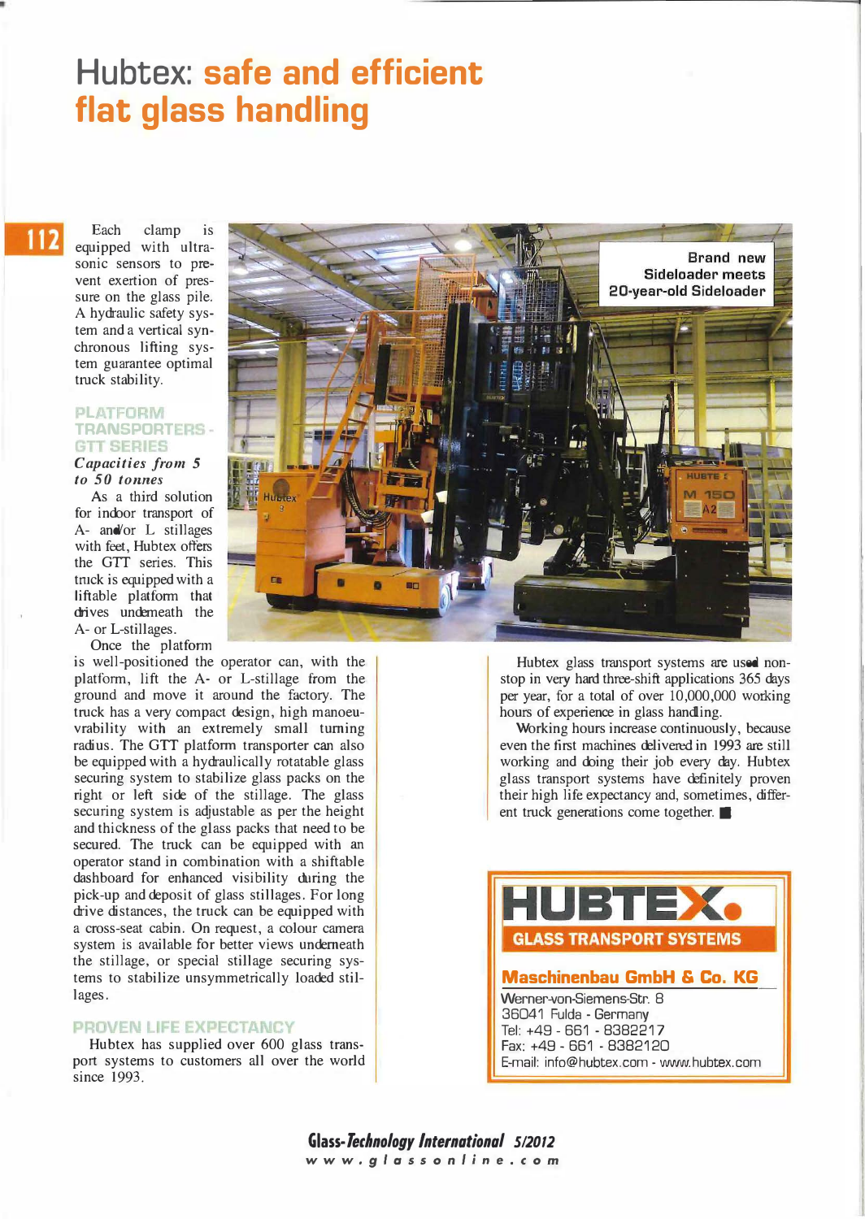# Hubtex: safe and efficient flat glass handling

Each clamp is equipped with ultrasonic sensors to prevent exertion of pressure on the glass pile. A hydraulic safety system and a vertical synchronous lifting system guarantee optimal truck stability.

Brand new Sideloader meets 20-year-old Sideloader

## PLATFORM TRANSPORTERS - GTT SERIES

***Capacities from 5 to 50 tonnes***

As a third solution for indoor transport of A- and/or L stillages with feet, Hubtex offers the GTT series. This truck is equipped with a liftable platform that drives underneath the A- or L-stillages.

Once the platform is well-positioned the operator can, with the platform, lift the A- or L-stillage from the ground and move it around the factory. The truck has a very compact design, high manoeuvrability with an extremely small turning radius. The GTT platform transporter can also be equipped with a hydraulically rotatable glass securing system to stabilize glass packs on the right or left side of the stillage. The glass securing system is adjustable as per the height and thickness of the glass packs that need to be secured. The truck can be equipped with an operator stand in combination with a shiftable dashboard for enhanced visibility during the pick-up and deposit of glass stillages. For long drive distances, the truck can be equipped with a cross-seat cabin. On request, a colour camera system is available for better views underneath the stillage, or special stillage securing systems to stabilize unsymmetrically loaded stillages.

## PROVEN LIFE EXPECTANCY

Hubtex has supplied over 600 glass transport systems to customers all over the world since 1993.

Hubtex glass transport systems are used non-stop in very hard three-shift applications 365 days per year, for a total of over 10,000,000 working hours of experience in glass handling.

Working hours increase continuously, because even the first machines delivered in 1993 are still working and doing their job every day. Hubtex glass transport systems have definitely proven their high life expectancy and, sometimes, different truck generations come together. ■

**HUBTEX**
**GLASS TRANSPORT SYSTEMS**

**Maschinenbau GmbH & Co. KG**
Werner-von-Siemens-Str. 8
36041 Fulda - Germany
Tel: +49 - 661 - 8382217
Fax: +49 - 661 - 8382120
E-mail: info@hubtex.com - www.hubtex.com